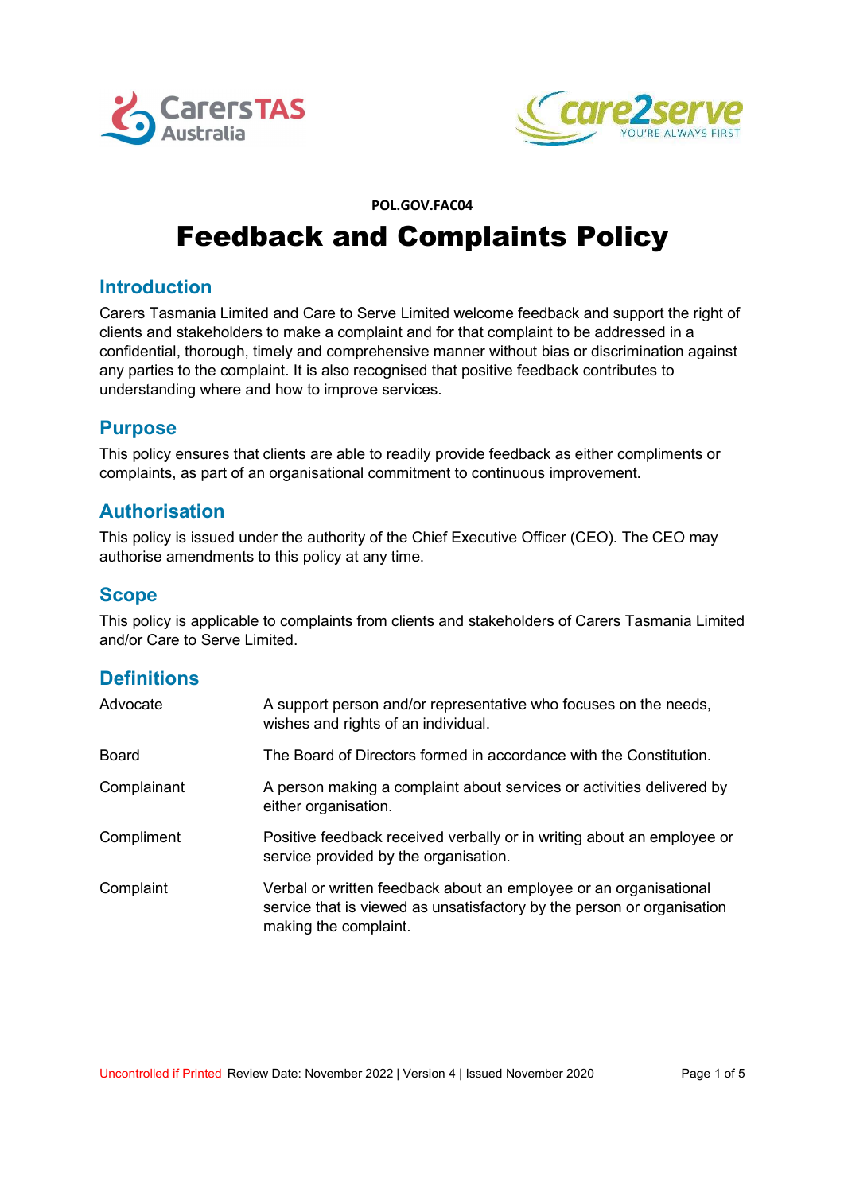POL.GOV.FAC04

# Feedback and Complaints Policy

## Introduction

Carers Tasmania Limited and Care to Serve Limited welcome feedback and support the right of clients and stakeholders to make a complaint and for that complaint to be addressed in a confidential, thorough, timely and comprehensive manner without bias or discrimination against any parties to the complaint. It is also recognised that positive feedback contributes to understanding where and how to improve services.

## Purpose

This policy ensures that clients are able to readily provide feedback as either compliments or complaints, as part of an organisational commitment to continuous improvement.

## Authorisation

This policy is issued under the authority of the Chief Executive Officer (CEO). The CEO may authorise amendments to this policy at any time.

## Scope

This policy is applicable to complaints from clients and stakeholders of Carers Tasmania Limited and/or Care to Serve Limited.

## Definitions

| Term | Definition |
|---|---|
| Advocate | A support person and/or representative who focuses on the needs, wishes and rights of an individual. |
| Board | The Board of Directors formed in accordance with the Constitution. |
| Complainant | A person making a complaint about services or activities delivered by either organisation. |
| Compliment | Positive feedback received verbally or in writing about an employee or service provided by the organisation. |
| Complaint | Verbal or written feedback about an employee or an organisational service that is viewed as unsatisfactory by the person or organisation making the complaint. |

Uncontrolled if Printed Review Date: November 2022 | Version 4 | Issued November 2020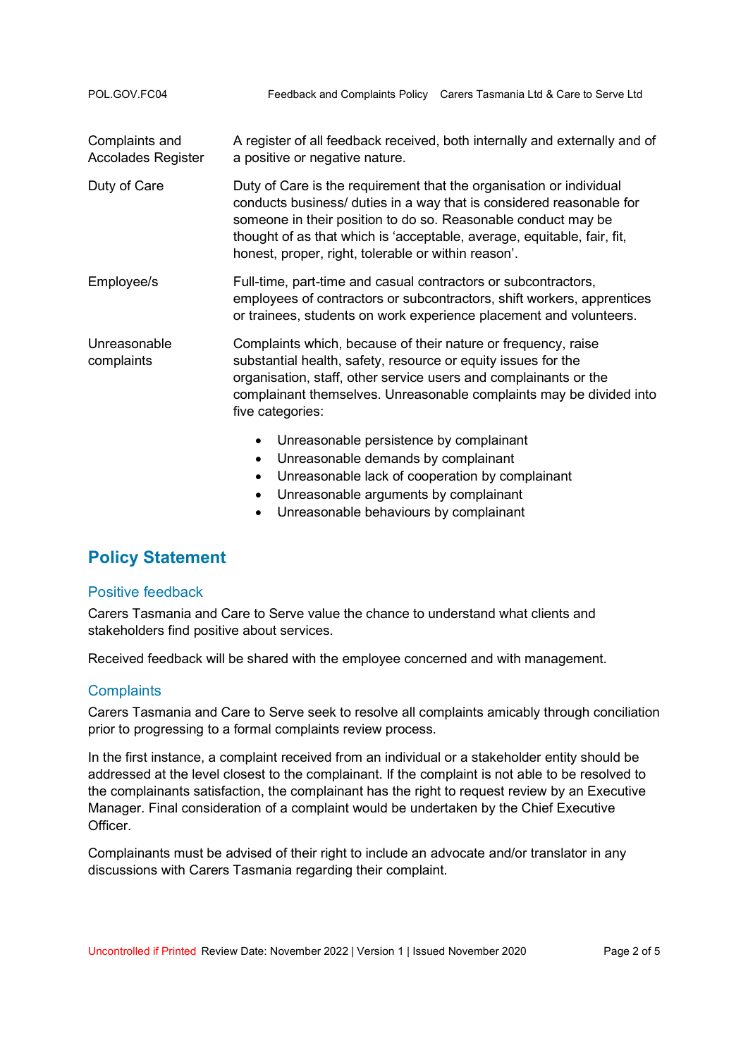| | |
|---|---|
| Complaints and Accolades Register | A register of all feedback received, both internally and externally and of a positive or negative nature. |
| Duty of Care | Duty of Care is the requirement that the organisation or individual conducts business/ duties in a way that is considered reasonable for someone in their position to do so. Reasonable conduct may be thought of as that which is 'acceptable, average, equitable, fair, fit, honest, proper, right, tolerable or within reason'. |
| Employee/s | Full-time, part-time and casual contractors or subcontractors, employees of contractors or subcontractors, shift workers, apprentices or trainees, students on work experience placement and volunteers. |
| Unreasonable complaints | Complaints which, because of their nature or frequency, raise substantial health, safety, resource or equity issues for the organisation, staff, other service users and complainants or the complainant themselves. Unreasonable complaints may be divided into five categories:<br>• Unreasonable persistence by complainant<br>• Unreasonable demands by complainant<br>• Unreasonable lack of cooperation by complainant<br>• Unreasonable arguments by complainant<br>• Unreasonable behaviours by complainant |

## Policy Statement

### Positive feedback

Carers Tasmania and Care to Serve value the chance to understand what clients and stakeholders find positive about services.

Received feedback will be shared with the employee concerned and with management.

### Complaints

Carers Tasmania and Care to Serve seek to resolve all complaints amicably through conciliation prior to progressing to a formal complaints review process.

In the first instance, a complaint received from an individual or a stakeholder entity should be addressed at the level closest to the complainant. If the complaint is not able to be resolved to the complainants satisfaction, the complainant has the right to request review by an Executive Manager. Final consideration of a complaint would be undertaken by the Chief Executive Officer.

Complainants must be advised of their right to include an advocate and/or translator in any discussions with Carers Tasmania regarding their complaint.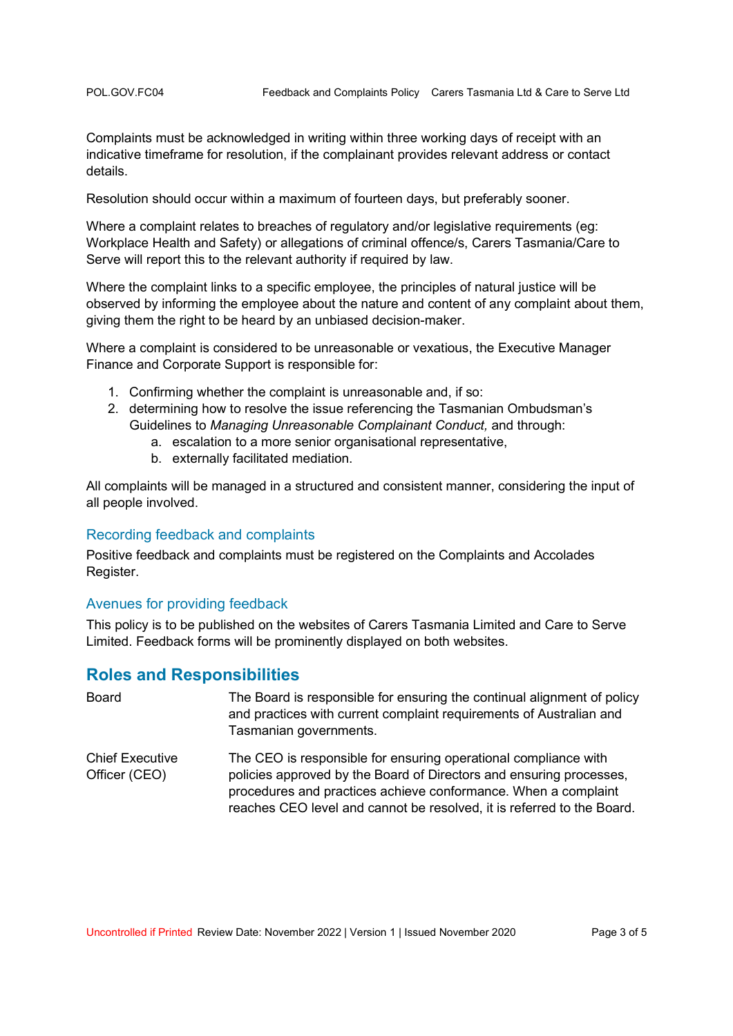Complaints must be acknowledged in writing within three working days of receipt with an indicative timeframe for resolution, if the complainant provides relevant address or contact details.

Resolution should occur within a maximum of fourteen days, but preferably sooner.

Where a complaint relates to breaches of regulatory and/or legislative requirements (eg: Workplace Health and Safety) or allegations of criminal offence/s, Carers Tasmania/Care to Serve will report this to the relevant authority if required by law.

Where the complaint links to a specific employee, the principles of natural justice will be observed by informing the employee about the nature and content of any complaint about them, giving them the right to be heard by an unbiased decision-maker.

Where a complaint is considered to be unreasonable or vexatious, the Executive Manager Finance and Corporate Support is responsible for:

1. Confirming whether the complaint is unreasonable and, if so:
2. determining how to resolve the issue referencing the Tasmanian Ombudsman's Guidelines to *Managing Unreasonable Complainant Conduct,* and through:
    a. escalation to a more senior organisational representative,
    b. externally facilitated mediation.

All complaints will be managed in a structured and consistent manner, considering the input of all people involved.

### Recording feedback and complaints

Positive feedback and complaints must be registered on the Complaints and Accolades Register.

### Avenues for providing feedback

This policy is to be published on the websites of Carers Tasmania Limited and Care to Serve Limited. Feedback forms will be prominently displayed on both websites.

## Roles and Responsibilities

| | |
|---|---|
| Board | The Board is responsible for ensuring the continual alignment of policy and practices with current complaint requirements of Australian and Tasmanian governments. |
| Chief Executive Officer (CEO) | The CEO is responsible for ensuring operational compliance with policies approved by the Board of Directors and ensuring processes, procedures and practices achieve conformance. When a complaint reaches CEO level and cannot be resolved, it is referred to the Board. |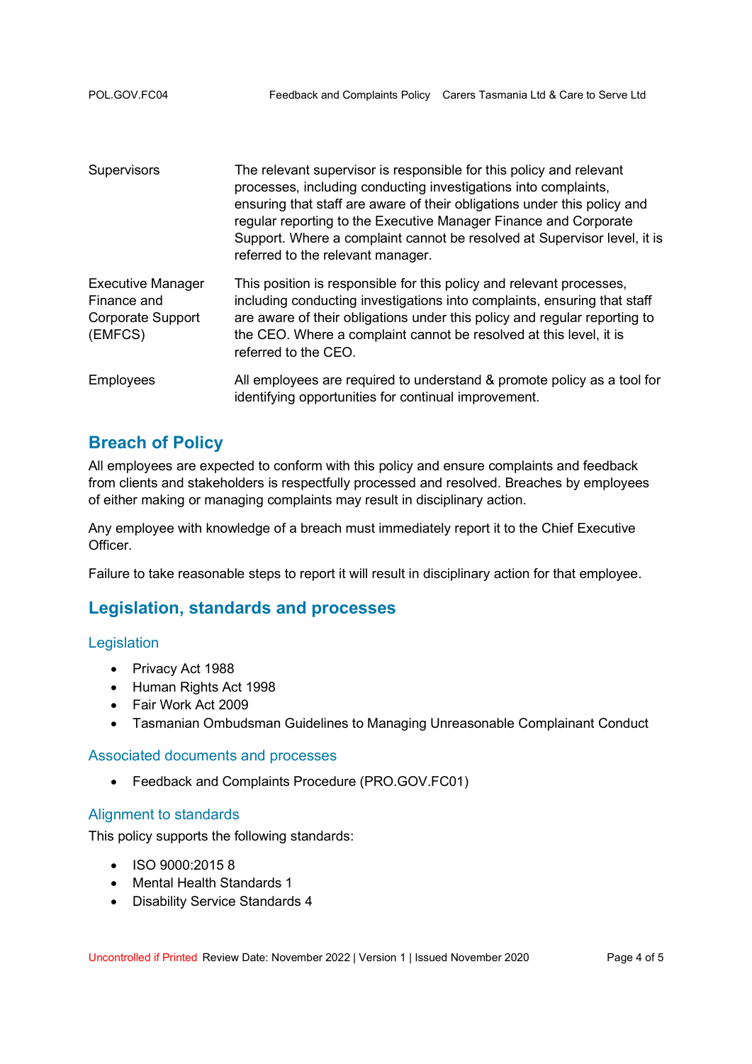| | |
|---|---|
| Supervisors | The relevant supervisor is responsible for this policy and relevant processes, including conducting investigations into complaints, ensuring that staff are aware of their obligations under this policy and regular reporting to the Executive Manager Finance and Corporate Support. Where a complaint cannot be resolved at Supervisor level, it is referred to the relevant manager. |
| Executive Manager Finance and Corporate Support (EMFCS) | This position is responsible for this policy and relevant processes, including conducting investigations into complaints, ensuring that staff are aware of their obligations under this policy and regular reporting to the CEO. Where a complaint cannot be resolved at this level, it is referred to the CEO. |
| Employees | All employees are required to understand & promote policy as a tool for identifying opportunities for continual improvement. |

## Breach of Policy

All employees are expected to conform with this policy and ensure complaints and feedback from clients and stakeholders is respectfully processed and resolved. Breaches by employees of either making or managing complaints may result in disciplinary action.

Any employee with knowledge of a breach must immediately report it to the Chief Executive Officer.

Failure to take reasonable steps to report it will result in disciplinary action for that employee.

## Legislation, standards and processes

### Legislation

- Privacy Act 1988
- Human Rights Act 1998
- Fair Work Act 2009
- Tasmanian Ombudsman Guidelines to Managing Unreasonable Complainant Conduct

### Associated documents and processes

- Feedback and Complaints Procedure (PRO.GOV.FC01)

### Alignment to standards

This policy supports the following standards:

- ISO 9000:2015 8
- Mental Health Standards 1
- Disability Service Standards 4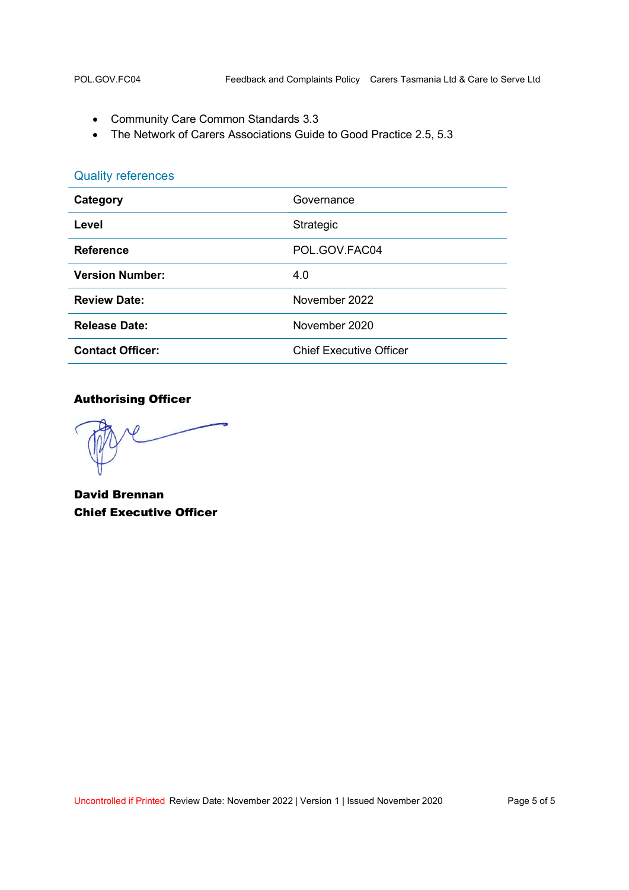- Community Care Common Standards 3.3
- The Network of Carers Associations Guide to Good Practice 2.5, 5.3

## Quality references

| | |
|---|---|
| **Category** | Governance |
| **Level** | Strategic |
| **Reference** | POL.GOV.FAC04 |
| **Version Number:** | 4.0 |
| **Review Date:** | November 2022 |
| **Release Date:** | November 2020 |
| **Contact Officer:** | Chief Executive Officer |

**Authorising Officer**

**David Brennan**
**Chief Executive Officer**